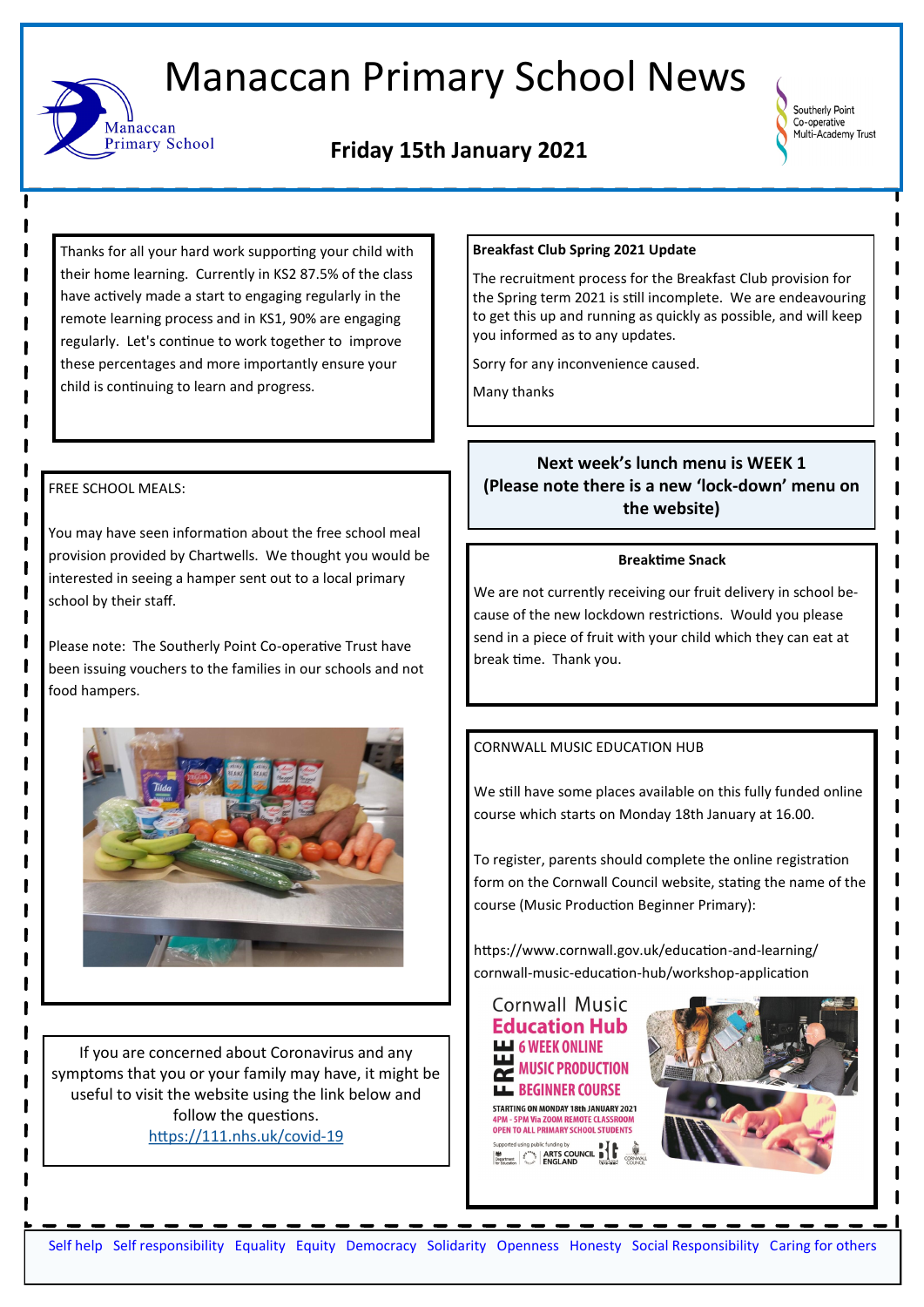# Manaccan Primary School News

## Friday 15th January 2021

Thanks for all your hard work supporting your child with their home learning. Currently in KS2 87.5% of the class have actively made a start to engaging regularly in the remote learning process and in KS1, 90% are engaging regularly. Let's continue to work together to improve these percentages and more importantly ensure your child is continuing to learn and progress.

FREE SCHOOL MEALS:

You may have seen information about the free school meal provision provided by Chartwells. We thought you would be interested in seeing a hamper sent out to a local primary school by their staff.

Please note: The Southerly Point Co-operative Trust have been issuing vouchers to the families in our schools and not food hampers.

If you are concerned about Coronavirus and any symptoms that you or your family may have, it might be useful to visit the website using the link below and follow the questions.
https://111.nhs.uk/covid-19

**Breakfast Club Spring 2021 Update**

The recruitment process for the Breakfast Club provision for the Spring term 2021 is still incomplete. We are endeavouring to get this up and running as quickly as possible, and will keep you informed as to any updates.

Sorry for any inconvenience caused.

Many thanks

**Next week's lunch menu is WEEK 1**
**(Please note there is a new 'lock-down' menu on the website)**

**Breaktime Snack**

We are not currently receiving our fruit delivery in school because of the new lockdown restrictions. Would you please send in a piece of fruit with your child which they can eat at break time. Thank you.

CORNWALL MUSIC EDUCATION HUB

We still have some places available on this fully funded online course which starts on Monday 18th January at 16.00.

To register, parents should complete the online registration form on the Cornwall Council website, stating the name of the course (Music Production Beginner Primary):

https://www.cornwall.gov.uk/education-and-learning/cornwall-music-education-hub/workshop-application

Self help Self responsibility Equality Equity Democracy Solidarity Openness Honesty Social Responsibility Caring for others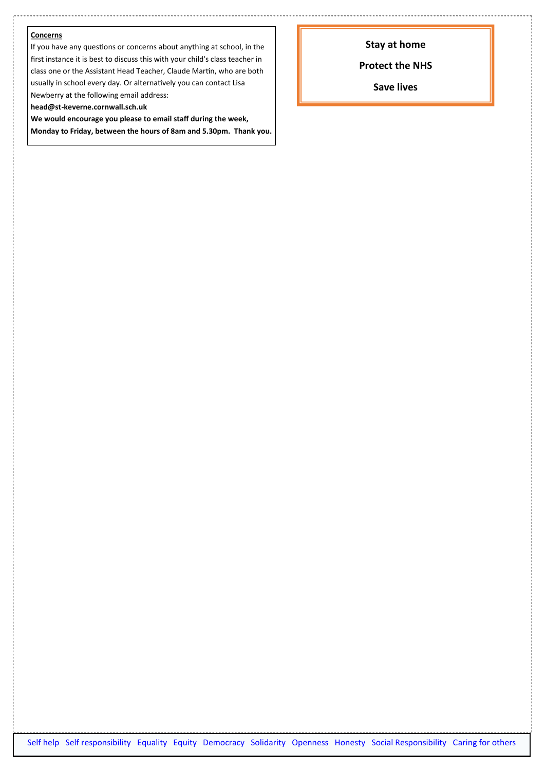**Concerns**

If you have any questions or concerns about anything at school, in the first instance it is best to discuss this with your child's class teacher in class one or the Assistant Head Teacher, Claude Martin, who are both usually in school every day. Or alternatively you can contact Lisa Newberry at the following email address:

**head@st-keverne.cornwall.sch.uk**

**We would encourage you please to email staff during the week, Monday to Friday, between the hours of 8am and 5.30pm. Thank you.**

**Stay at home**

**Protect the NHS**

**Save lives**

Self help Self responsibility Equality Equity Democracy Solidarity Openness Honesty Social Responsibility Caring for others